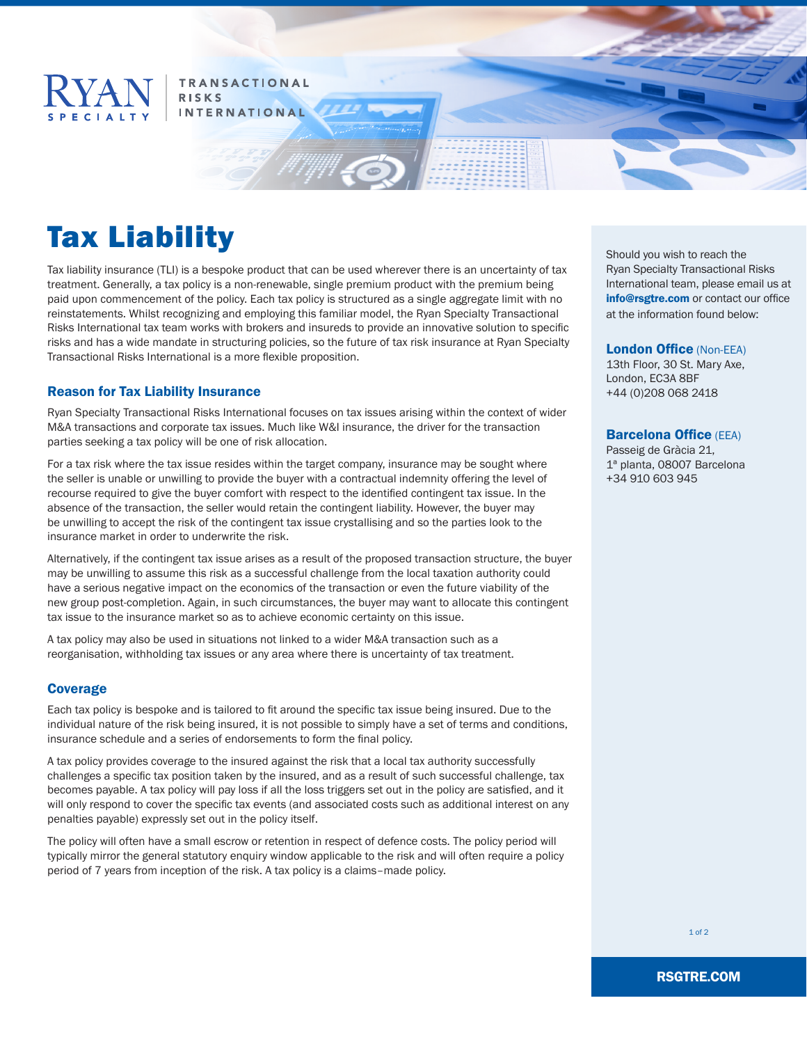RYAN SPECIALTY | TRANSACTIONAL RISKS INTERNATIONAL

# Tax Liability

Tax liability insurance (TLI) is a bespoke product that can be used wherever there is an uncertainty of tax treatment. Generally, a tax policy is a non-renewable, single premium product with the premium being paid upon commencement of the policy. Each tax policy is structured as a single aggregate limit with no reinstatements. Whilst recognizing and employing this familiar model, the Ryan Specialty Transactional Risks International tax team works with brokers and insureds to provide an innovative solution to specific risks and has a wide mandate in structuring policies, so the future of tax risk insurance at Ryan Specialty Transactional Risks International is a more flexible proposition.

## Reason for Tax Liability Insurance

Ryan Specialty Transactional Risks International focuses on tax issues arising within the context of wider M&A transactions and corporate tax issues. Much like W&I insurance, the driver for the transaction parties seeking a tax policy will be one of risk allocation.

For a tax risk where the tax issue resides within the target company, insurance may be sought where the seller is unable or unwilling to provide the buyer with a contractual indemnity offering the level of recourse required to give the buyer comfort with respect to the identified contingent tax issue. In the absence of the transaction, the seller would retain the contingent liability. However, the buyer may be unwilling to accept the risk of the contingent tax issue crystallising and so the parties look to the insurance market in order to underwrite the risk.

Alternatively, if the contingent tax issue arises as a result of the proposed transaction structure, the buyer may be unwilling to assume this risk as a successful challenge from the local taxation authority could have a serious negative impact on the economics of the transaction or even the future viability of the new group post-completion. Again, in such circumstances, the buyer may want to allocate this contingent tax issue to the insurance market so as to achieve economic certainty on this issue.

A tax policy may also be used in situations not linked to a wider M&A transaction such as a reorganisation, withholding tax issues or any area where there is uncertainty of tax treatment.

## Coverage

Each tax policy is bespoke and is tailored to fit around the specific tax issue being insured. Due to the individual nature of the risk being insured, it is not possible to simply have a set of terms and conditions, insurance schedule and a series of endorsements to form the final policy.

A tax policy provides coverage to the insured against the risk that a local tax authority successfully challenges a specific tax position taken by the insured, and as a result of such successful challenge, tax becomes payable. A tax policy will pay loss if all the loss triggers set out in the policy are satisfied, and it will only respond to cover the specific tax events (and associated costs such as additional interest on any penalties payable) expressly set out in the policy itself.

The policy will often have a small escrow or retention in respect of defence costs. The policy period will typically mirror the general statutory enquiry window applicable to the risk and will often require a policy period of 7 years from inception of the risk. A tax policy is a claims–made policy.

---

Should you wish to reach the Ryan Specialty Transactional Risks International team, please email us at **info@rsgtre.com** or contact our office at the information found below:

**London Office** (Non-EEA)
13th Floor, 30 St. Mary Axe,
London, EC3A 8BF
+44 (0)208 068 2418

**Barcelona Office** (EEA)
Passeig de Gràcia 21,
1ª planta, 08007 Barcelona
+34 910 603 945

**RSGTRE.COM**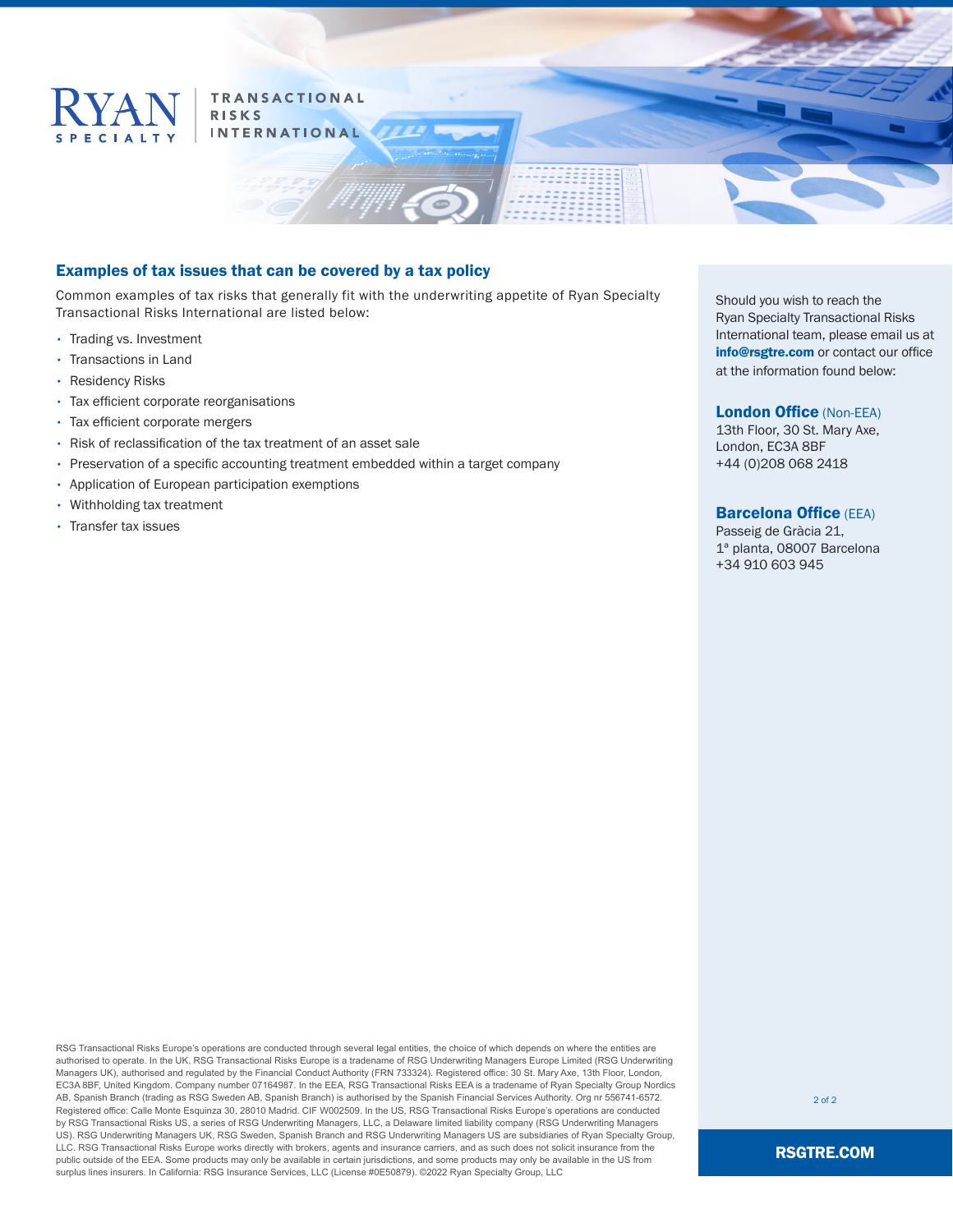## Examples of tax issues that can be covered by a tax policy

Common examples of tax risks that generally fit with the underwriting appetite of Ryan Specialty Transactional Risks International are listed below:

- Trading vs. Investment
- Transactions in Land
- Residency Risks
- Tax efficient corporate reorganisations
- Tax efficient corporate mergers
- Risk of reclassification of the tax treatment of an asset sale
- Preservation of a specific accounting treatment embedded within a target company
- Application of European participation exemptions
- Withholding tax treatment
- Transfer tax issues

Should you wish to reach the Ryan Specialty Transactional Risks International team, please email us at **info@rsgtre.com** or contact our office at the information found below:

**London Office** (Non-EEA)
13th Floor, 30 St. Mary Axe,
London, EC3A 8BF
+44 (0)208 068 2418

**Barcelona Office** (EEA)
Passeig de Gràcia 21,
1ª planta, 08007 Barcelona
+34 910 603 945

RSG Transactional Risks Europe's operations are conducted through several legal entities, the choice of which depends on where the entities are authorised to operate. In the UK, RSG Transactional Risks Europe is a tradename of RSG Underwriting Managers Europe Limited (RSG Underwriting Managers UK), authorised and regulated by the Financial Conduct Authority (FRN 733324). Registered office: 30 St. Mary Axe, 13th Floor, London, EC3A 8BF, United Kingdom. Company number 07164987. In the EEA, RSG Transactional Risks EEA is a tradename of Ryan Specialty Group Nordics AB, Spanish Branch (trading as RSG Sweden AB, Spanish Branch) is authorised by the Spanish Financial Services Authority. Org nr 556741-6572. Registered office: Calle Monte Esquinza 30, 28010 Madrid. CIF W002509. In the US, RSG Transactional Risks Europe's operations are conducted by RSG Transactional Risks US, a series of RSG Underwriting Managers, LLC, a Delaware limited liability company (RSG Underwriting Managers US). RSG Underwriting Managers UK, RSG Sweden, Spanish Branch and RSG Underwriting Managers US are subsidiaries of Ryan Specialty Group, LLC. RSG Transactional Risks Europe works directly with brokers, agents and insurance carriers, and as such does not solicit insurance from the public outside of the EEA. Some products may only be available in certain jurisdictions, and some products may only be available in the US from surplus lines insurers. In California: RSG Insurance Services, LLC (License #0E50879). ©2022 Ryan Specialty Group, LLC

RSGTRE.COM